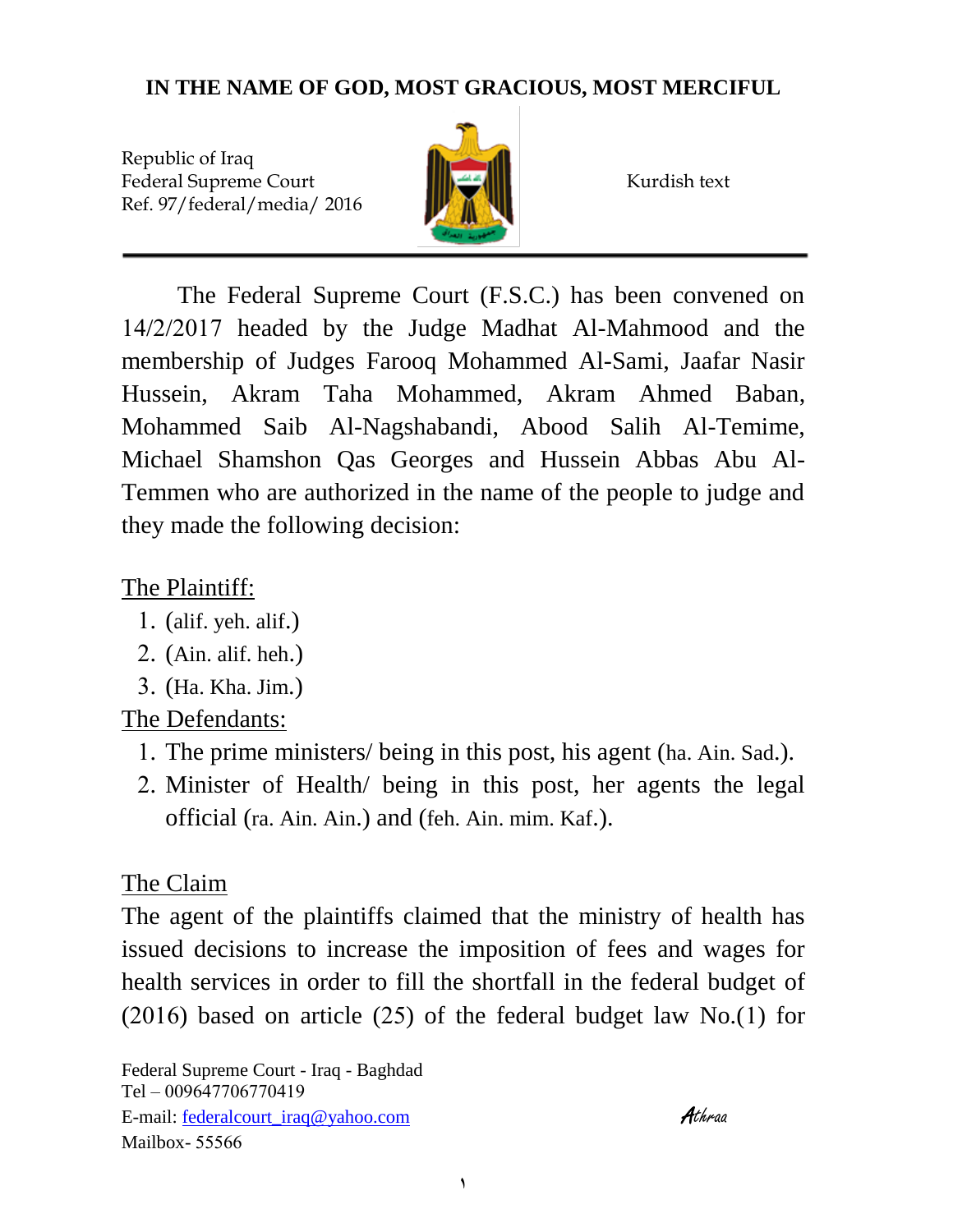**IN THE NAME OF GOD, MOST GRACIOUS, MOST MERCIFUL**

Republic of Iraq
Federal Supreme Court
Ref. 97/federal/media/ 2016

Kurdish text

The Federal Supreme Court (F.S.C.) has been convened on 14/2/2017 headed by the Judge Madhat Al-Mahmood and the membership of Judges Farooq Mohammed Al-Sami, Jaafar Nasir Hussein, Akram Taha Mohammed, Akram Ahmed Baban, Mohammed Saib Al-Nagshabandi, Abood Salih Al-Temime, Michael Shamshon Qas Georges and Hussein Abbas Abu Al-Temmen who are authorized in the name of the people to judge and they made the following decision:

The Plaintiff:

1. (alif. yeh. alif.)
2. (Ain. alif. heh.)
3. (Ha. Kha. Jim.)

The Defendants:

1. The prime ministers/ being in this post, his agent (ha. Ain. Sad.).
2. Minister of Health/ being in this post, her agents the legal official (ra. Ain. Ain.) and (feh. Ain. mim. Kaf.).

The Claim

The agent of the plaintiffs claimed that the ministry of health has issued decisions to increase the imposition of fees and wages for health services in order to fill the shortfall in the federal budget of (2016) based on article (25) of the federal budget law No.(1) for

Federal Supreme Court - Iraq - Baghdad
Tel – 009647706770419
E-mail: federalcourt_iraq@yahoo.com
Mailbox- 55566

Athraa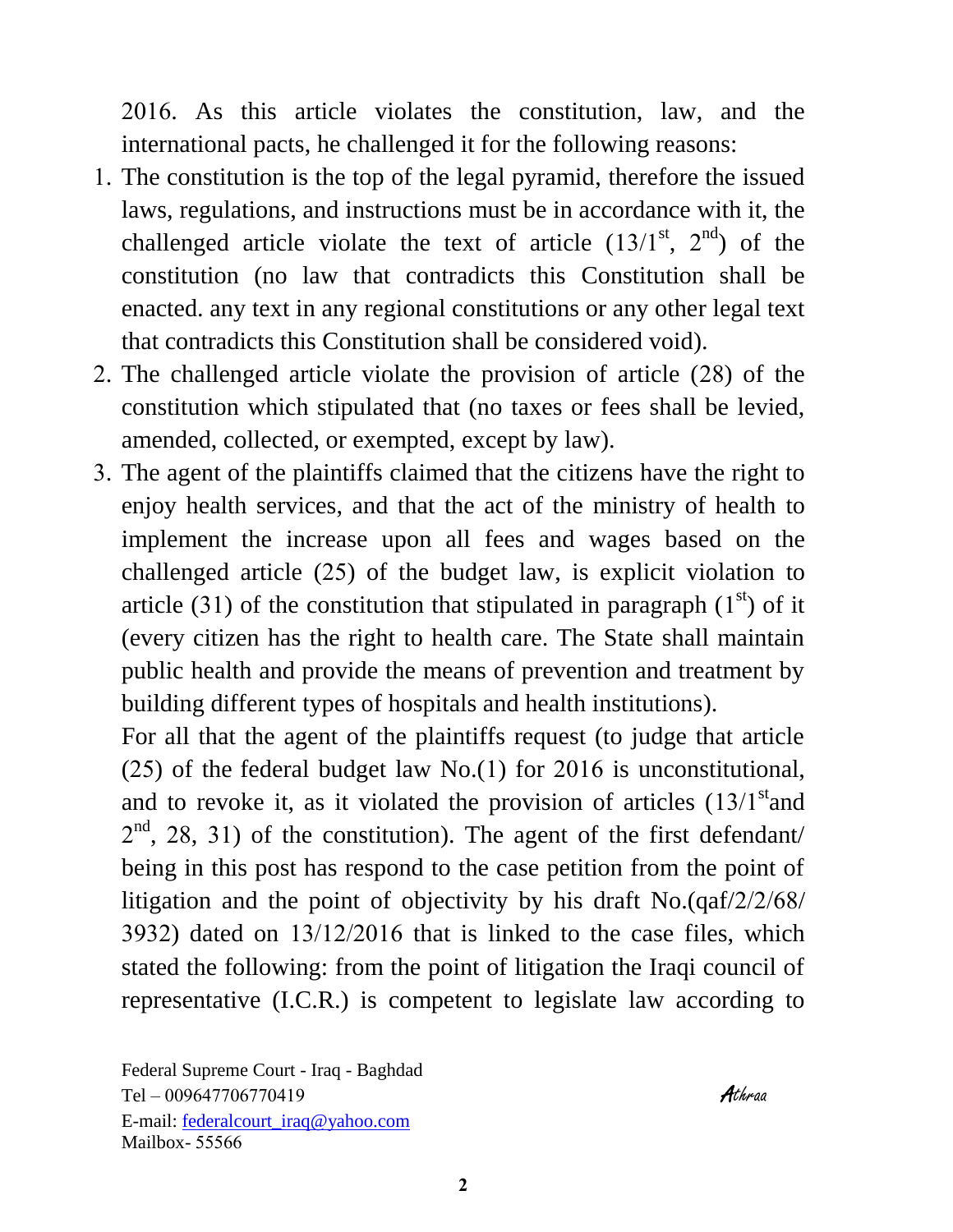2016. As this article violates the constitution, law, and the international pacts, he challenged it for the following reasons:

1. The constitution is the top of the legal pyramid, therefore the issued laws, regulations, and instructions must be in accordance with it, the challenged article violate the text of article (13/1st, 2nd) of the constitution (no law that contradicts this Constitution shall be enacted. any text in any regional constitutions or any other legal text that contradicts this Constitution shall be considered void).
2. The challenged article violate the provision of article (28) of the constitution which stipulated that (no taxes or fees shall be levied, amended, collected, or exempted, except by law).
3. The agent of the plaintiffs claimed that the citizens have the right to enjoy health services, and that the act of the ministry of health to implement the increase upon all fees and wages based on the challenged article (25) of the budget law, is explicit violation to article (31) of the constitution that stipulated in paragraph (1st) of it (every citizen has the right to health care. The State shall maintain public health and provide the means of prevention and treatment by building different types of hospitals and health institutions).

For all that the agent of the plaintiffs request (to judge that article (25) of the federal budget law No.(1) for 2016 is unconstitutional, and to revoke it, as it violated the provision of articles (13/1st and 2nd, 28, 31) of the constitution). The agent of the first defendant/ being in this post has respond to the case petition from the point of litigation and the point of objectivity by his draft No.(qaf/2/2/68/ 3932) dated on 13/12/2016 that is linked to the case files, which stated the following: from the point of litigation the Iraqi council of representative (I.C.R.) is competent to legislate law according to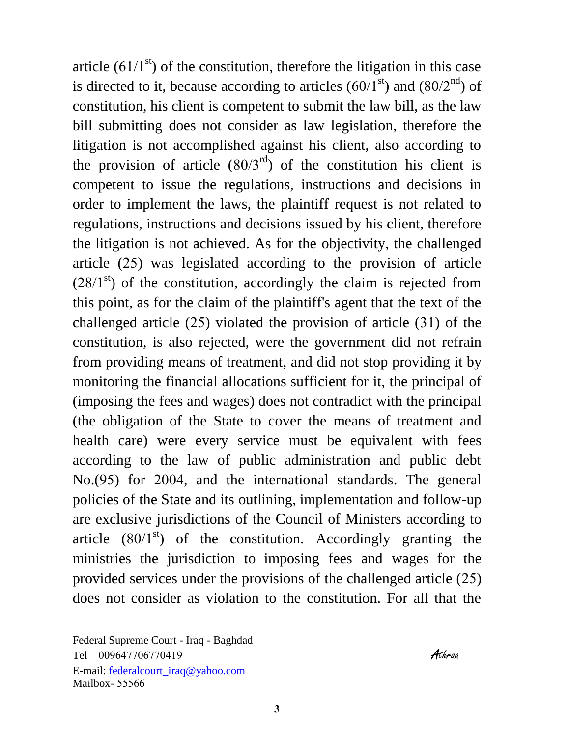article ($61/1^{st}$) of the constitution, therefore the litigation in this case is directed to it, because according to articles ($60/1^{st}$) and ($80/2^{nd}$) of constitution, his client is competent to submit the law bill, as the law bill submitting does not consider as law legislation, therefore the litigation is not accomplished against his client, also according to the provision of article ($80/3^{rd}$) of the constitution his client is competent to issue the regulations, instructions and decisions in order to implement the laws, the plaintiff request is not related to regulations, instructions and decisions issued by his client, therefore the litigation is not achieved. As for the objectivity, the challenged article (25) was legislated according to the provision of article ($28/1^{st}$) of the constitution, accordingly the claim is rejected from this point, as for the claim of the plaintiff's agent that the text of the challenged article (25) violated the provision of article (31) of the constitution, is also rejected, were the government did not refrain from providing means of treatment, and did not stop providing it by monitoring the financial allocations sufficient for it, the principal of (imposing the fees and wages) does not contradict with the principal (the obligation of the State to cover the means of treatment and health care) were every service must be equivalent with fees according to the law of public administration and public debt No.(95) for 2004, and the international standards. The general policies of the State and its outlining, implementation and follow-up are exclusive jurisdictions of the Council of Ministers according to article ($80/1^{st}$) of the constitution. Accordingly granting the ministries the jurisdiction to imposing fees and wages for the provided services under the provisions of the challenged article (25) does not consider as violation to the constitution. For all that the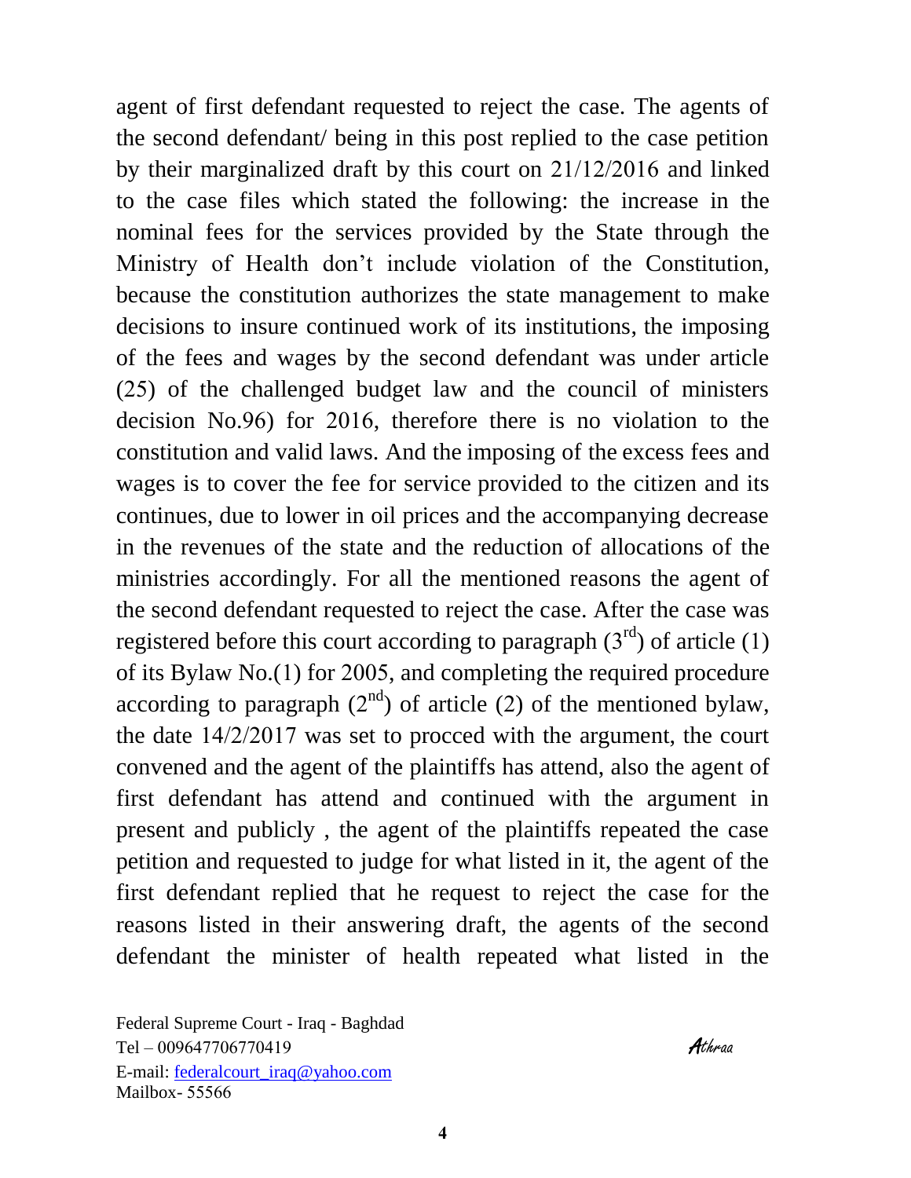agent of first defendant requested to reject the case. The agents of the second defendant/ being in this post replied to the case petition by their marginalized draft by this court on 21/12/2016 and linked to the case files which stated the following: the increase in the nominal fees for the services provided by the State through the Ministry of Health don't include violation of the Constitution, because the constitution authorizes the state management to make decisions to insure continued work of its institutions, the imposing of the fees and wages by the second defendant was under article (25) of the challenged budget law and the council of ministers decision No.96) for 2016, therefore there is no violation to the constitution and valid laws. And the imposing of the excess fees and wages is to cover the fee for service provided to the citizen and its continues, due to lower in oil prices and the accompanying decrease in the revenues of the state and the reduction of allocations of the ministries accordingly. For all the mentioned reasons the agent of the second defendant requested to reject the case. After the case was registered before this court according to paragraph (3rd) of article (1) of its Bylaw No.(1) for 2005, and completing the required procedure according to paragraph (2nd) of article (2) of the mentioned bylaw, the date 14/2/2017 was set to procced with the argument, the court convened and the agent of the plaintiffs has attend, also the agent of first defendant has attend and continued with the argument in present and publicly , the agent of the plaintiffs repeated the case petition and requested to judge for what listed in it, the agent of the first defendant replied that he request to reject the case for the reasons listed in their answering draft, the agents of the second defendant the minister of health repeated what listed in the

Federal Supreme Court - Iraq - Baghdad
Tel – 009647706770419
E-mail: federalcourt_iraq@yahoo.com
Mailbox- 55566

Athraa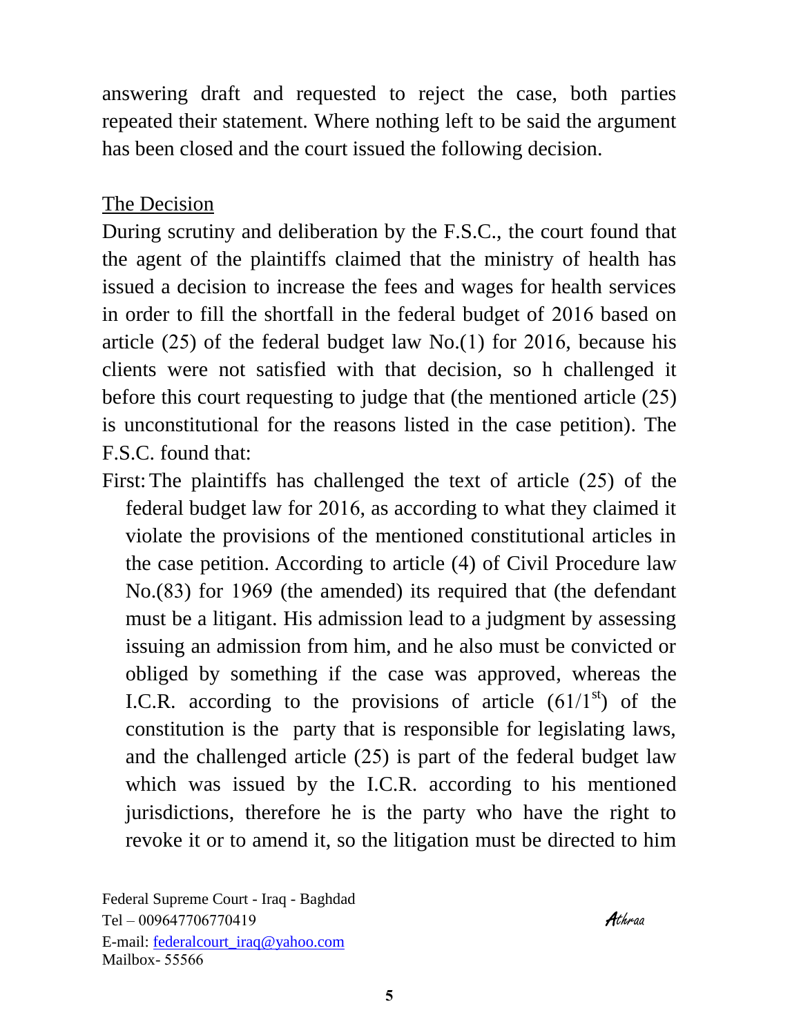answering draft and requested to reject the case, both parties repeated their statement. Where nothing left to be said the argument has been closed and the court issued the following decision.

The Decision

During scrutiny and deliberation by the F.S.C., the court found that the agent of the plaintiffs claimed that the ministry of health has issued a decision to increase the fees and wages for health services in order to fill the shortfall in the federal budget of 2016 based on article (25) of the federal budget law No.(1) for 2016, because his clients were not satisfied with that decision, so h challenged it before this court requesting to judge that (the mentioned article (25) is unconstitutional for the reasons listed in the case petition). The F.S.C. found that:

First: The plaintiffs has challenged the text of article (25) of the federal budget law for 2016, as according to what they claimed it violate the provisions of the mentioned constitutional articles in the case petition. According to article (4) of Civil Procedure law No.(83) for 1969 (the amended) its required that (the defendant must be a litigant. His admission lead to a judgment by assessing issuing an admission from him, and he also must be convicted or obliged by something if the case was approved, whereas the I.C.R. according to the provisions of article (61/1st) of the constitution is the party that is responsible for legislating laws, and the challenged article (25) is part of the federal budget law which was issued by the I.C.R. according to his mentioned jurisdictions, therefore he is the party who have the right to revoke it or to amend it, so the litigation must be directed to him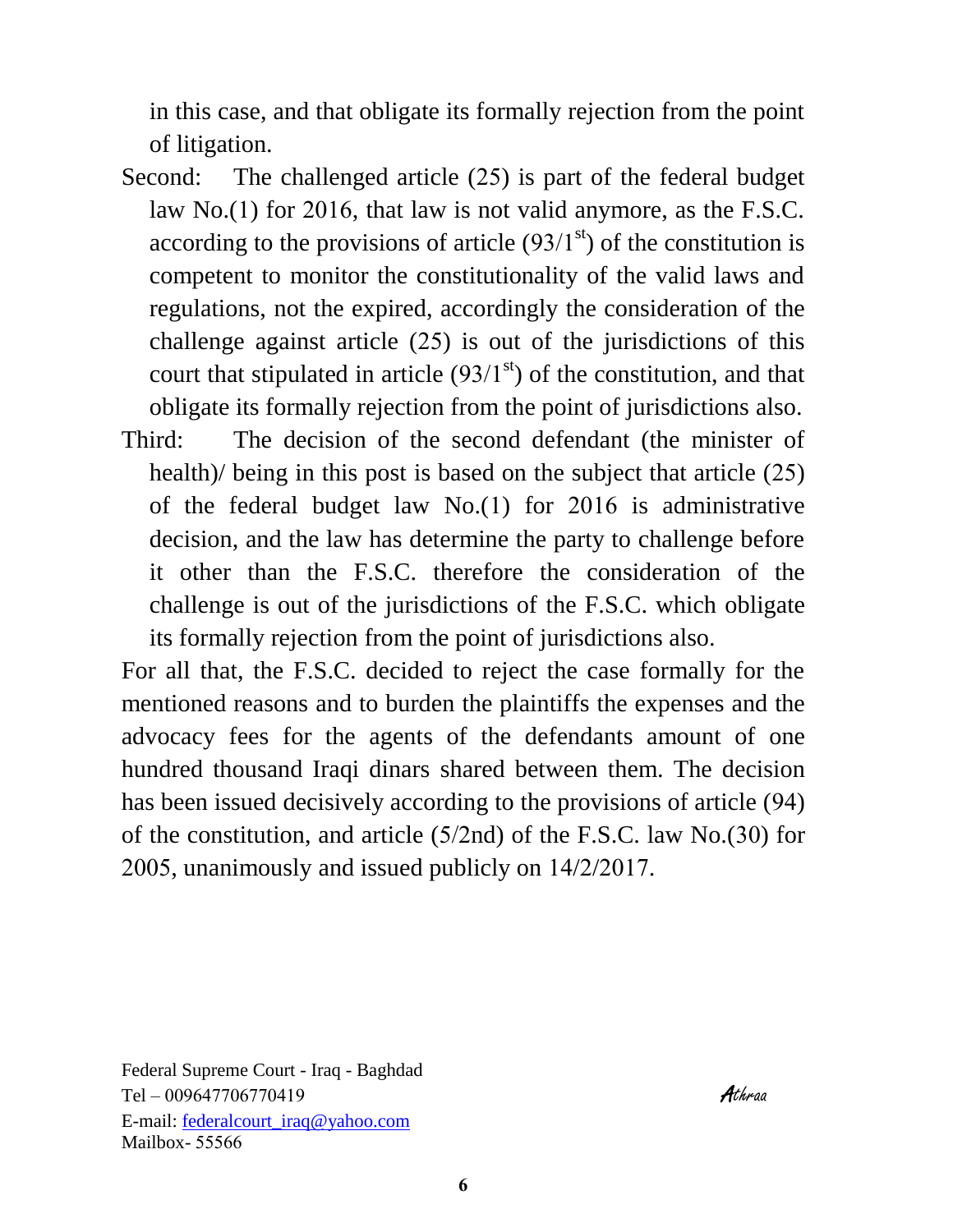in this case, and that obligate its formally rejection from the point of litigation.

Second: The challenged article (25) is part of the federal budget law No.(1) for 2016, that law is not valid anymore, as the F.S.C. according to the provisions of article (93/1st) of the constitution is competent to monitor the constitutionality of the valid laws and regulations, not the expired, accordingly the consideration of the challenge against article (25) is out of the jurisdictions of this court that stipulated in article (93/1st) of the constitution, and that obligate its formally rejection from the point of jurisdictions also.

Third: The decision of the second defendant (the minister of health)/ being in this post is based on the subject that article (25) of the federal budget law No.(1) for 2016 is administrative decision, and the law has determine the party to challenge before it other than the F.S.C. therefore the consideration of the challenge is out of the jurisdictions of the F.S.C. which obligate its formally rejection from the point of jurisdictions also.

For all that, the F.S.C. decided to reject the case formally for the mentioned reasons and to burden the plaintiffs the expenses and the advocacy fees for the agents of the defendants amount of one hundred thousand Iraqi dinars shared between them. The decision has been issued decisively according to the provisions of article (94) of the constitution, and article (5/2nd) of the F.S.C. law No.(30) for 2005, unanimously and issued publicly on 14/2/2017.

Federal Supreme Court - Iraq - Baghdad
Tel – 009647706770419
E-mail: federalcourt_iraq@yahoo.com
Mailbox- 55566

Athraa